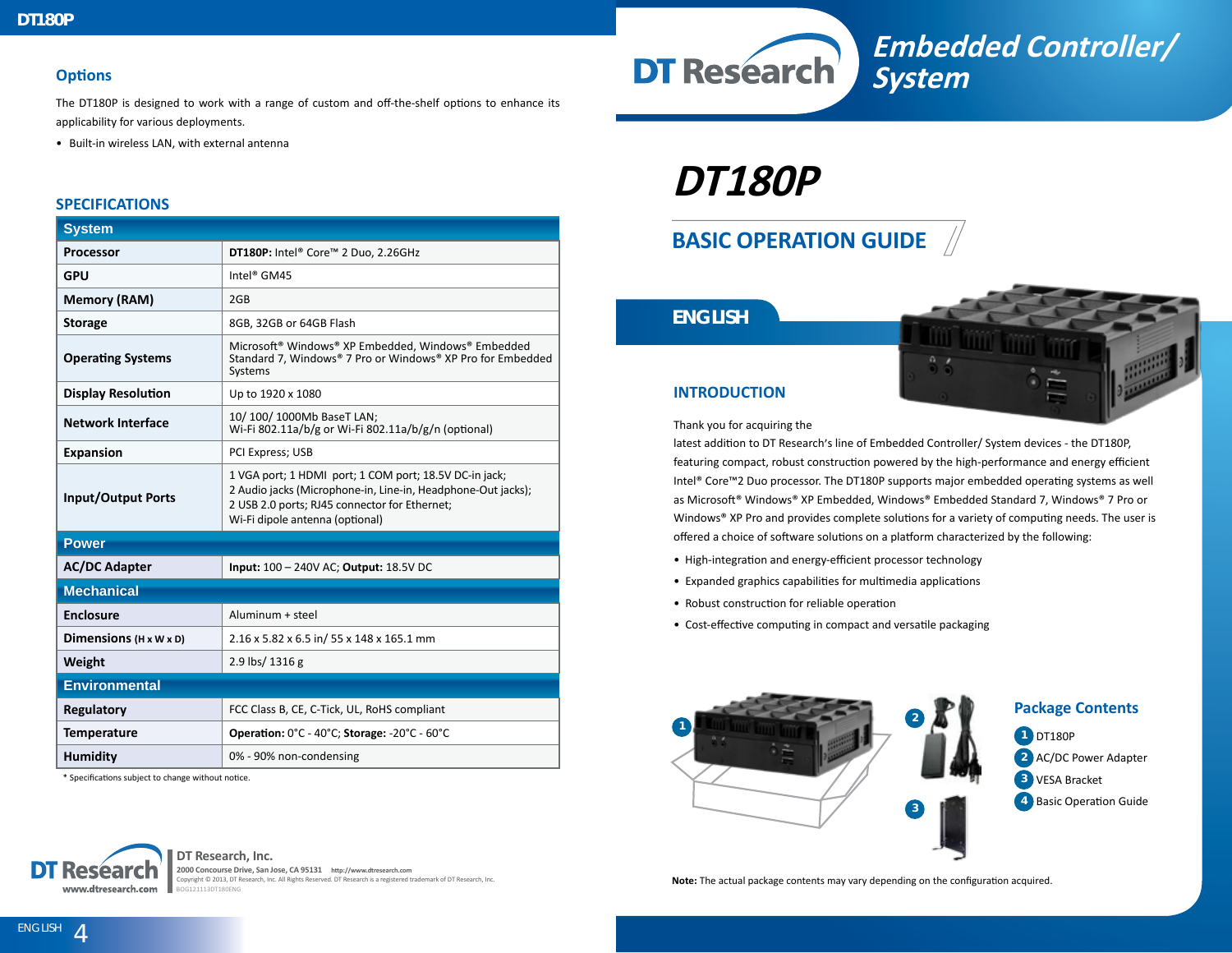## Options

The DT180P is designed to work with a range of custom and off-the-shelf options to enhance its applicability for various deployments.

- Built-in wireless LAN, with external antenna

## SPECIFICATIONS

| System | |
|---|---|
| **Processor** | **DT180P:** Intel® Core™ 2 Duo, 2.26GHz |
| **GPU** | Intel® GM45 |
| **Memory (RAM)** | 2GB |
| **Storage** | 8GB, 32GB or 64GB Flash |
| **Operating Systems** | Microsoft® Windows® XP Embedded, Windows® Embedded Standard 7, Windows® 7 Pro or Windows® XP Pro for Embedded Systems |
| **Display Resolution** | Up to 1920 x 1080 |
| **Network Interface** | 10/ 100/ 1000Mb BaseT LAN; Wi-Fi 802.11a/b/g or Wi-Fi 802.11a/b/g/n (optional) |
| **Expansion** | PCI Express; USB |
| **Input/Output Ports** | 1 VGA port; 1 HDMI port; 1 COM port; 18.5V DC-in jack; 2 Audio jacks (Microphone-in, Line-in, Headphone-Out jacks); 2 USB 2.0 ports; RJ45 connector for Ethernet; Wi-Fi dipole antenna (optional) |
| **Power** | |
| **AC/DC Adapter** | **Input:** 100 – 240V AC; **Output:** 18.5V DC |
| **Mechanical** | |
| **Enclosure** | Aluminum + steel |
| **Dimensions** (H x W x D) | 2.16 x 5.82 x 6.5 in/ 55 x 148 x 165.1 mm |
| **Weight** | 2.9 lbs/ 1316 g |
| **Environmental** | |
| **Regulatory** | FCC Class B, CE, C-Tick, UL, RoHS compliant |
| **Temperature** | **Operation:** 0°C - 40°C; **Storage:** -20°C - 60°C |
| **Humidity** | 0% - 90% non-condensing |

* Specifications subject to change without notice.

DT Research, Inc.
2000 Concourse Drive, San Jose, CA 95131 http://www.dtresearch.com
Copyright © 2013, DT Research, Inc. All Rights Reserved. DT Research is a registered trademark of DT Research, Inc.
BOG121113DT180ENG

www.dtresearch.com

# Embedded Controller/ System

# DT180P

## BASIC OPERATION GUIDE

ENGLISH

### INTRODUCTION

Thank you for acquiring the latest addition to DT Research's line of Embedded Controller/ System devices - the DT180P, featuring compact, robust construction powered by the high-performance and energy efficient Intel® Core™2 Duo processor. The DT180P supports major embedded operating systems as well as Microsoft® Windows® XP Embedded, Windows® Embedded Standard 7, Windows® 7 Pro or Windows® XP Pro and provides complete solutions for a variety of computing needs. The user is offered a choice of software solutions on a platform characterized by the following:

- High-integration and energy-efficient processor technology
- Expanded graphics capabilities for multimedia applications
- Robust construction for reliable operation
- Cost-effective computing in compact and versatile packaging

### Package Contents

1. DT180P
2. AC/DC Power Adapter
3. VESA Bracket
4. Basic Operation Guide

**Note:** The actual package contents may vary depending on the configuration acquired.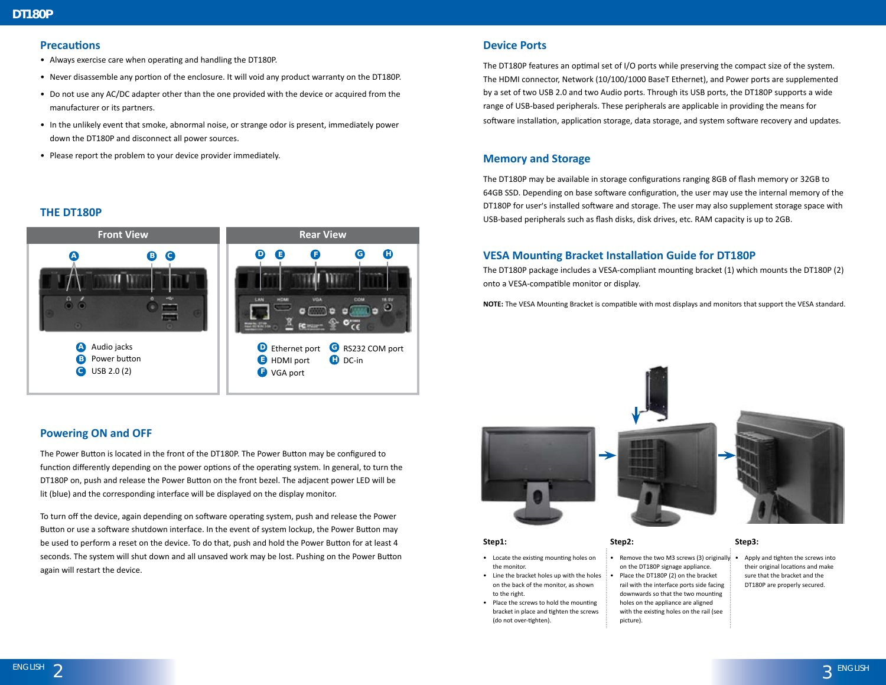## Precautions

- Always exercise care when operating and handling the DT180P.
- Never disassemble any portion of the enclosure. It will void any product warranty on the DT180P.
- Do not use any AC/DC adapter other than the one provided with the device or acquired from the manufacturer or its partners.
- In the unlikely event that smoke, abnormal noise, or strange odor is present, immediately power down the DT180P and disconnect all power sources.
- Please report the problem to your device provider immediately.

## THE DT180P

### Front View

A Audio jacks
B Power button
C USB 2.0 (2)

### Rear View

D Ethernet port
E HDMI port
F VGA port
G RS232 COM port
H DC-in

## Powering ON and OFF

The Power Button is located in the front of the DT180P. The Power Button may be configured to function differently depending on the power options of the operating system. In general, to turn the DT180P on, push and release the Power Button on the front bezel. The adjacent power LED will be lit (blue) and the corresponding interface will be displayed on the display monitor.

To turn off the device, again depending on software operating system, push and release the Power Button or use a software shutdown interface. In the event of system lockup, the Power Button may be used to perform a reset on the device. To do that, push and hold the Power Button for at least 4 seconds. The system will shut down and all unsaved work may be lost. Pushing on the Power Button again will restart the device.

## Device Ports

The DT180P features an optimal set of I/O ports while preserving the compact size of the system. The HDMI connector, Network (10/100/1000 BaseT Ethernet), and Power ports are supplemented by a set of two USB 2.0 and two Audio ports. Through its USB ports, the DT180P supports a wide range of USB-based peripherals. These peripherals are applicable in providing the means for software installation, application storage, data storage, and system software recovery and updates.

## Memory and Storage

The DT180P may be available in storage configurations ranging 8GB of flash memory or 32GB to 64GB SSD. Depending on base software configuration, the user may use the internal memory of the DT180P for user's installed software and storage. The user may also supplement storage space with USB-based peripherals such as flash disks, disk drives, etc. RAM capacity is up to 2GB.

## VESA Mounting Bracket Installation Guide for DT180P

The DT180P package includes a VESA-compliant mounting bracket (1) which mounts the DT180P (2) onto a VESA-compatible monitor or display.

**NOTE:** The VESA Mounting Bracket is compatible with most displays and monitors that support the VESA standard.

**Step1:**

- Locate the existing mounting holes on the monitor.
- Line the bracket holes up with the holes on the back of the monitor, as shown to the right.
- Place the screws to hold the mounting bracket in place and tighten the screws (do not over-tighten).

**Step2:**

- Remove the two M3 screws (3) originally on the DT180P signage appliance.
- Place the DT180P (2) on the bracket rail with the interface ports side facing downwards so that the two mounting holes on the appliance are aligned with the existing holes on the rail (see picture).

**Step3:**

- Apply and tighten the screws into their original locations and make sure that the bracket and the DT180P are properly secured.